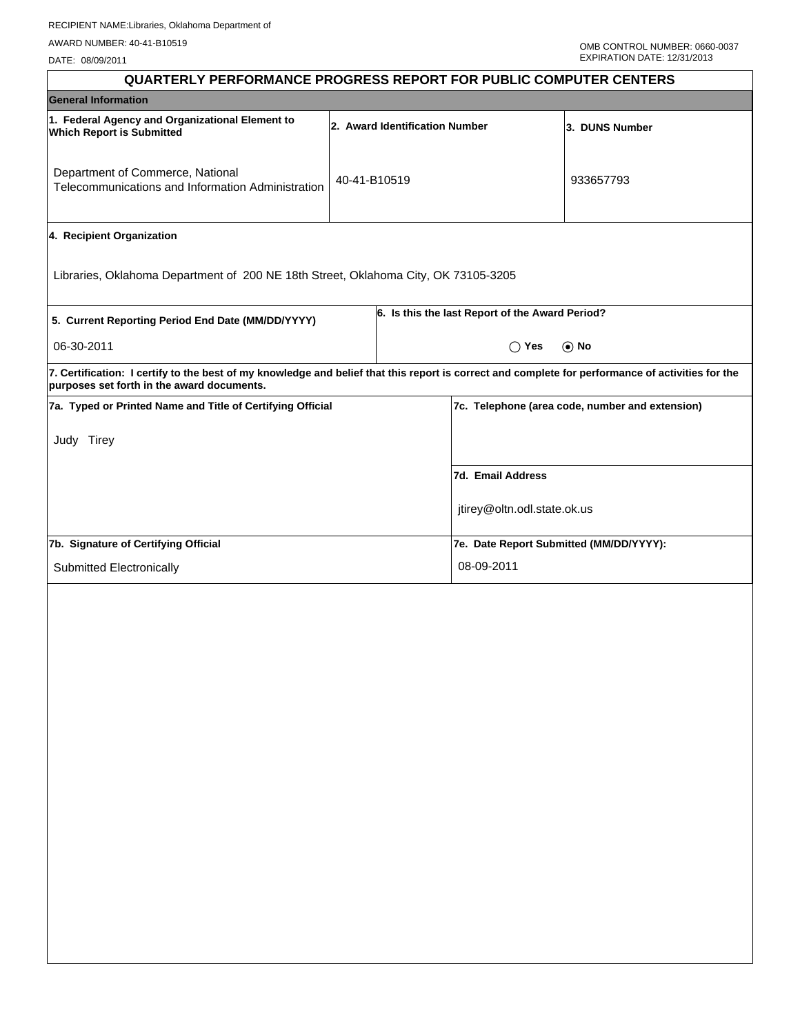RECIPIENT NAME:Libraries, Oklahoma Department of

AWARD NUMBER: 40-41-B10519

DATE: 08/09/2011

OMB CONTROL NUMBER: 0660-0037
EXPIRATION DATE: 12/31/2013

# QUARTERLY PERFORMANCE PROGRESS REPORT FOR PUBLIC COMPUTER CENTERS

## General Information

| 1. Federal Agency and Organizational Element to Which Report is Submitted | 2. Award Identification Number | 3. DUNS Number |
|---|---|---|
| Department of Commerce, National Telecommunications and Information Administration | 40-41-B10519 | 933657793 |

**4. Recipient Organization**

Libraries, Oklahoma Department of 200 NE 18th Street, Oklahoma City, OK 73105-3205

| 5. Current Reporting Period End Date (MM/DD/YYYY) | 6. Is this the last Report of the Award Period? |
|---|---|
| 06-30-2011 | ◯ Yes ⦿ No |

**7. Certification: I certify to the best of my knowledge and belief that this report is correct and complete for performance of activities for the purposes set forth in the award documents.**

| 7a. Typed or Printed Name and Title of Certifying Official | 7c. Telephone (area code, number and extension) |
|---|---|
| Judy Tirey | |
| | **7d. Email Address** |
| | jtirey@oltn.odl.state.ok.us |
| **7b. Signature of Certifying Official** | **7e. Date Report Submitted (MM/DD/YYYY):** |
| Submitted Electronically | 08-09-2011 |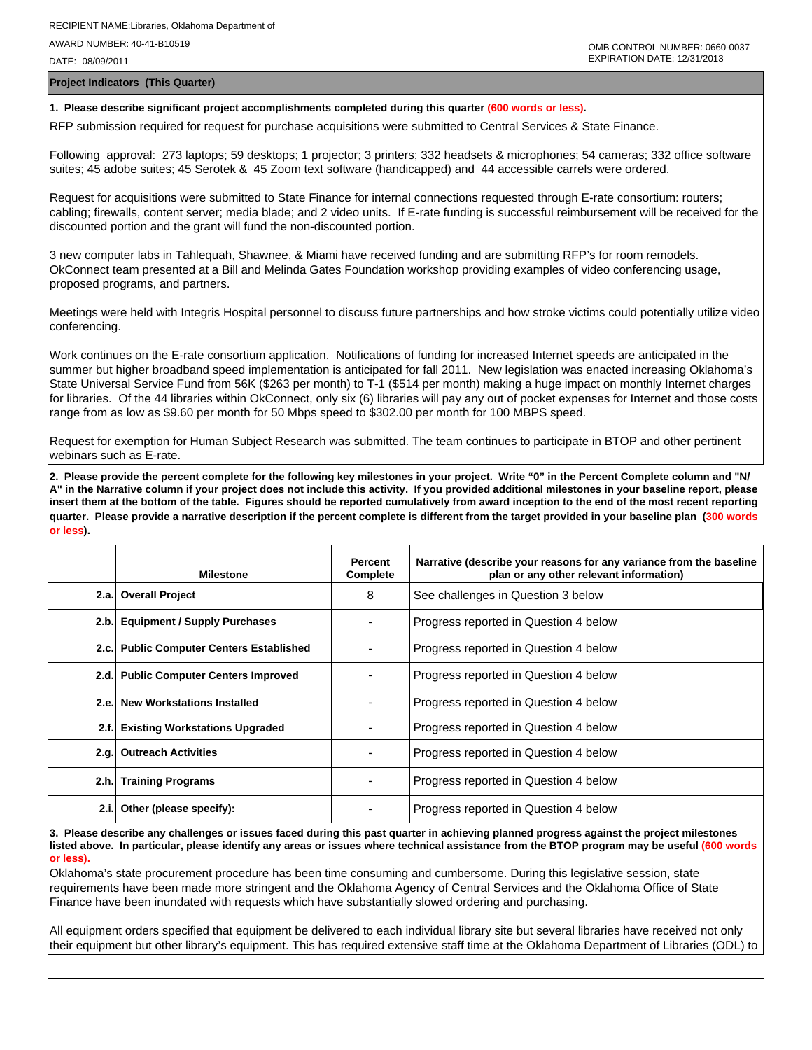RECIPIENT NAME:Libraries, Oklahoma Department of

AWARD NUMBER: 40-41-B10519

DATE: 08/09/2011

OMB CONTROL NUMBER: 0660-0037
EXPIRATION DATE: 12/31/2013

**Project Indicators (This Quarter)**

**1. Please describe significant project accomplishments completed during this quarter (600 words or less).**

RFP submission required for request for purchase acquisitions were submitted to Central Services & State Finance.

Following approval: 273 laptops; 59 desktops; 1 projector; 3 printers; 332 headsets & microphones; 54 cameras; 332 office software suites; 45 adobe suites; 45 Serotek & 45 Zoom text software (handicapped) and 44 accessible carrels were ordered.

Request for acquisitions were submitted to State Finance for internal connections requested through E-rate consortium: routers; cabling; firewalls, content server; media blade; and 2 video units. If E-rate funding is successful reimbursement will be received for the discounted portion and the grant will fund the non-discounted portion.

3 new computer labs in Tahlequah, Shawnee, & Miami have received funding and are submitting RFP's for room remodels. OkConnect team presented at a Bill and Melinda Gates Foundation workshop providing examples of video conferencing usage, proposed programs, and partners.

Meetings were held with Integris Hospital personnel to discuss future partnerships and how stroke victims could potentially utilize video conferencing.

Work continues on the E-rate consortium application. Notifications of funding for increased Internet speeds are anticipated in the summer but higher broadband speed implementation is anticipated for fall 2011. New legislation was enacted increasing Oklahoma's State Universal Service Fund from 56K ($263 per month) to T-1 ($514 per month) making a huge impact on monthly Internet charges for libraries. Of the 44 libraries within OkConnect, only six (6) libraries will pay any out of pocket expenses for Internet and those costs range from as low as $9.60 per month for 50 Mbps speed to $302.00 per month for 100 MBPS speed.

Request for exemption for Human Subject Research was submitted. The team continues to participate in BTOP and other pertinent webinars such as E-rate.

**2. Please provide the percent complete for the following key milestones in your project. Write "0" in the Percent Complete column and "N/A" in the Narrative column if your project does not include this activity. If you provided additional milestones in your baseline report, please insert them at the bottom of the table. Figures should be reported cumulatively from award inception to the end of the most recent reporting quarter. Please provide a narrative description if the percent complete is different from the target provided in your baseline plan (300 words or less).**

| | Milestone | Percent Complete | Narrative (describe your reasons for any variance from the baseline plan or any other relevant information) |
|---|---|---|---|
| 2.a. | Overall Project | 8 | See challenges in Question 3 below |
| 2.b. | Equipment / Supply Purchases | - | Progress reported in Question 4 below |
| 2.c. | Public Computer Centers Established | - | Progress reported in Question 4 below |
| 2.d. | Public Computer Centers Improved | - | Progress reported in Question 4 below |
| 2.e. | New Workstations Installed | - | Progress reported in Question 4 below |
| 2.f. | Existing Workstations Upgraded | - | Progress reported in Question 4 below |
| 2.g. | Outreach Activities | - | Progress reported in Question 4 below |
| 2.h. | Training Programs | - | Progress reported in Question 4 below |
| 2.i. | Other (please specify): | - | Progress reported in Question 4 below |

**3. Please describe any challenges or issues faced during this past quarter in achieving planned progress against the project milestones listed above. In particular, please identify any areas or issues where technical assistance from the BTOP program may be useful (600 words or less).**

Oklahoma's state procurement procedure has been time consuming and cumbersome. During this legislative session, state requirements have been made more stringent and the Oklahoma Agency of Central Services and the Oklahoma Office of State Finance have been inundated with requests which have substantially slowed ordering and purchasing.

All equipment orders specified that equipment be delivered to each individual library site but several libraries have received not only their equipment but other library's equipment. This has required extensive staff time at the Oklahoma Department of Libraries (ODL) to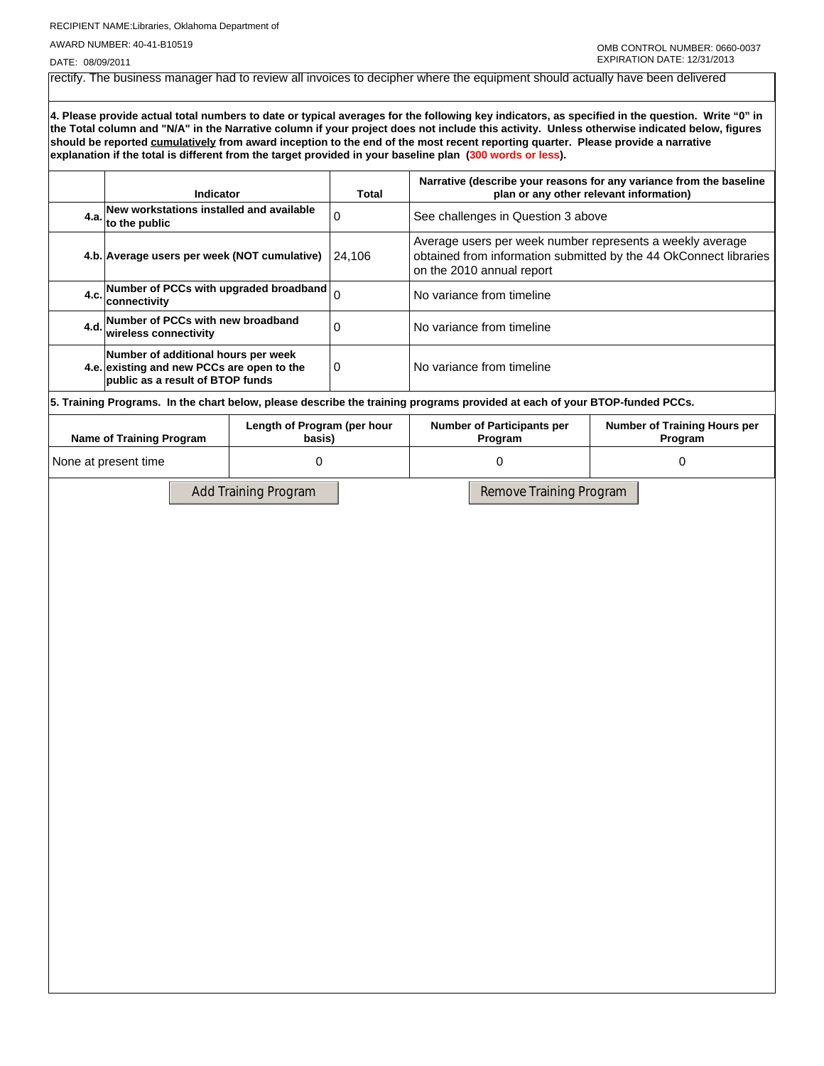rectify. The business manager had to review all invoices to decipher where the equipment should actually have been delivered

**4. Please provide actual total numbers to date or typical averages for the following key indicators, as specified in the question. Write "0" in the Total column and "N/A" in the Narrative column if your project does not include this activity. Unless otherwise indicated below, figures should be reported cumulatively from award inception to the end of the most recent reporting quarter. Please provide a narrative explanation if the total is different from the target provided in your baseline plan (300 words or less).**

| | Indicator | Total | Narrative (describe your reasons for any variance from the baseline plan or any other relevant information) |
|---|---|---|---|
| 4.a. | New workstations installed and available to the public | 0 | See challenges in Question 3 above |
| 4.b. | Average users per week (NOT cumulative) | 24,106 | Average users per week number represents a weekly average obtained from information submitted by the 44 OkConnect libraries on the 2010 annual report |
| 4.c. | Number of PCCs with upgraded broadband connectivity | 0 | No variance from timeline |
| 4.d. | Number of PCCs with new broadband wireless connectivity | 0 | No variance from timeline |
| 4.e. | Number of additional hours per week existing and new PCCs are open to the public as a result of BTOP funds | 0 | No variance from timeline |

**5. Training Programs. In the chart below, please describe the training programs provided at each of your BTOP-funded PCCs.**

| Name of Training Program | Length of Program (per hour basis) | Number of Participants per Program | Number of Training Hours per Program |
|---|---|---|---|
| None at present time | 0 | 0 | 0 |

Add Training Program

Remove Training Program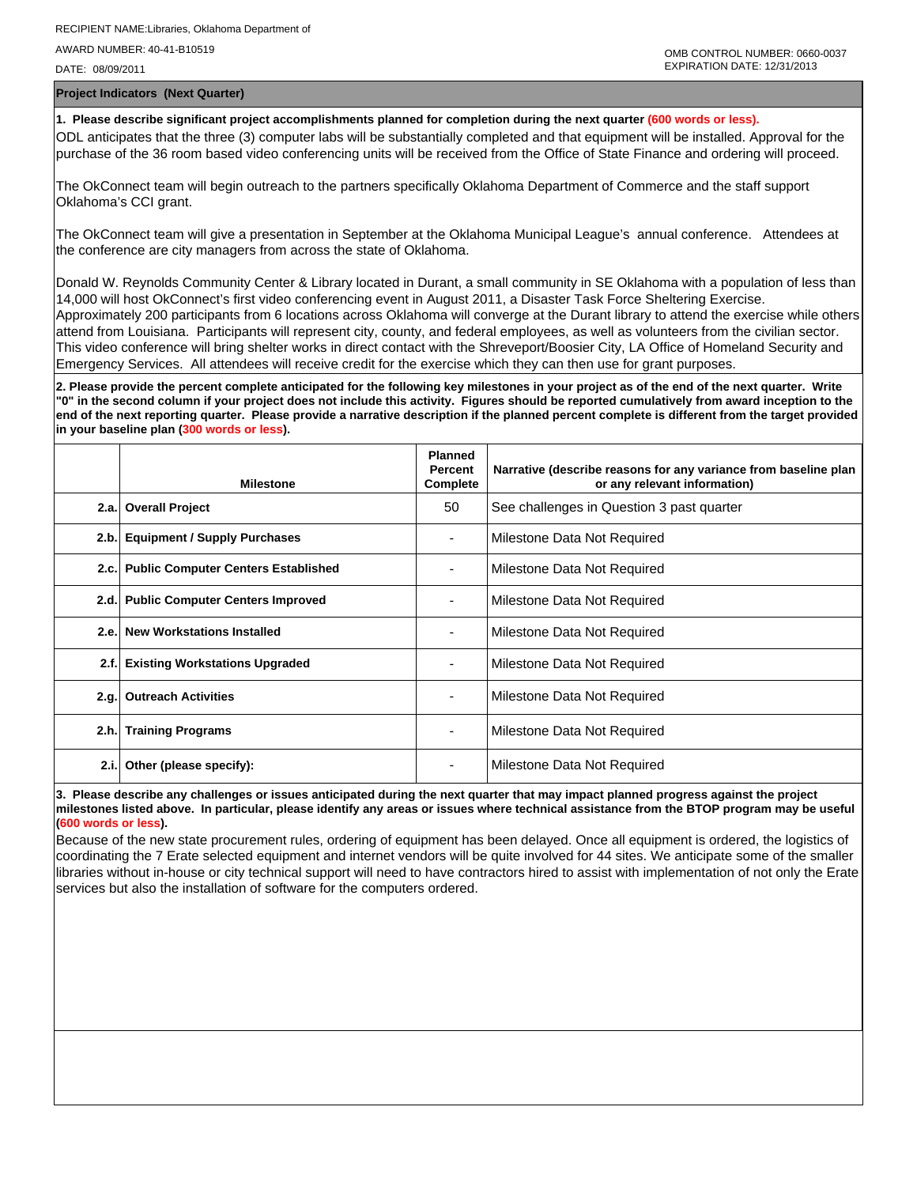RECIPIENT NAME:Libraries, Oklahoma Department of

AWARD NUMBER: 40-41-B10519

DATE: 08/09/2011

OMB CONTROL NUMBER: 0660-0037
EXPIRATION DATE: 12/31/2013

## Project Indicators (Next Quarter)

**1. Please describe significant project accomplishments planned for completion during the next quarter (600 words or less).**

ODL anticipates that the three (3) computer labs will be substantially completed and that equipment will be installed. Approval for the purchase of the 36 room based video conferencing units will be received from the Office of State Finance and ordering will proceed.

The OkConnect team will begin outreach to the partners specifically Oklahoma Department of Commerce and the staff support Oklahoma's CCI grant.

The OkConnect team will give a presentation in September at the Oklahoma Municipal League's annual conference. Attendees at the conference are city managers from across the state of Oklahoma.

Donald W. Reynolds Community Center & Library located in Durant, a small community in SE Oklahoma with a population of less than 14,000 will host OkConnect's first video conferencing event in August 2011, a Disaster Task Force Sheltering Exercise. Approximately 200 participants from 6 locations across Oklahoma will converge at the Durant library to attend the exercise while others attend from Louisiana. Participants will represent city, county, and federal employees, as well as volunteers from the civilian sector. This video conference will bring shelter works in direct contact with the Shreveport/Boosier City, LA Office of Homeland Security and Emergency Services. All attendees will receive credit for the exercise which they can then use for grant purposes.

**2. Please provide the percent complete anticipated for the following key milestones in your project as of the end of the next quarter. Write "0" in the second column if your project does not include this activity. Figures should be reported cumulatively from award inception to the end of the next reporting quarter. Please provide a narrative description if the planned percent complete is different from the target provided in your baseline plan (300 words or less).**

| | Milestone | Planned Percent Complete | Narrative (describe reasons for any variance from baseline plan or any relevant information) |
|---|---|---|---|
| 2.a. | Overall Project | 50 | See challenges in Question 3 past quarter |
| 2.b. | Equipment / Supply Purchases | - | Milestone Data Not Required |
| 2.c. | Public Computer Centers Established | - | Milestone Data Not Required |
| 2.d. | Public Computer Centers Improved | - | Milestone Data Not Required |
| 2.e. | New Workstations Installed | - | Milestone Data Not Required |
| 2.f. | Existing Workstations Upgraded | - | Milestone Data Not Required |
| 2.g. | Outreach Activities | - | Milestone Data Not Required |
| 2.h. | Training Programs | - | Milestone Data Not Required |
| 2.i. | Other (please specify): | - | Milestone Data Not Required |

**3. Please describe any challenges or issues anticipated during the next quarter that may impact planned progress against the project milestones listed above. In particular, please identify any areas or issues where technical assistance from the BTOP program may be useful (600 words or less).**

Because of the new state procurement rules, ordering of equipment has been delayed. Once all equipment is ordered, the logistics of coordinating the 7 Erate selected equipment and internet vendors will be quite involved for 44 sites. We anticipate some of the smaller libraries without in-house or city technical support will need to have contractors hired to assist with implementation of not only the Erate services but also the installation of software for the computers ordered.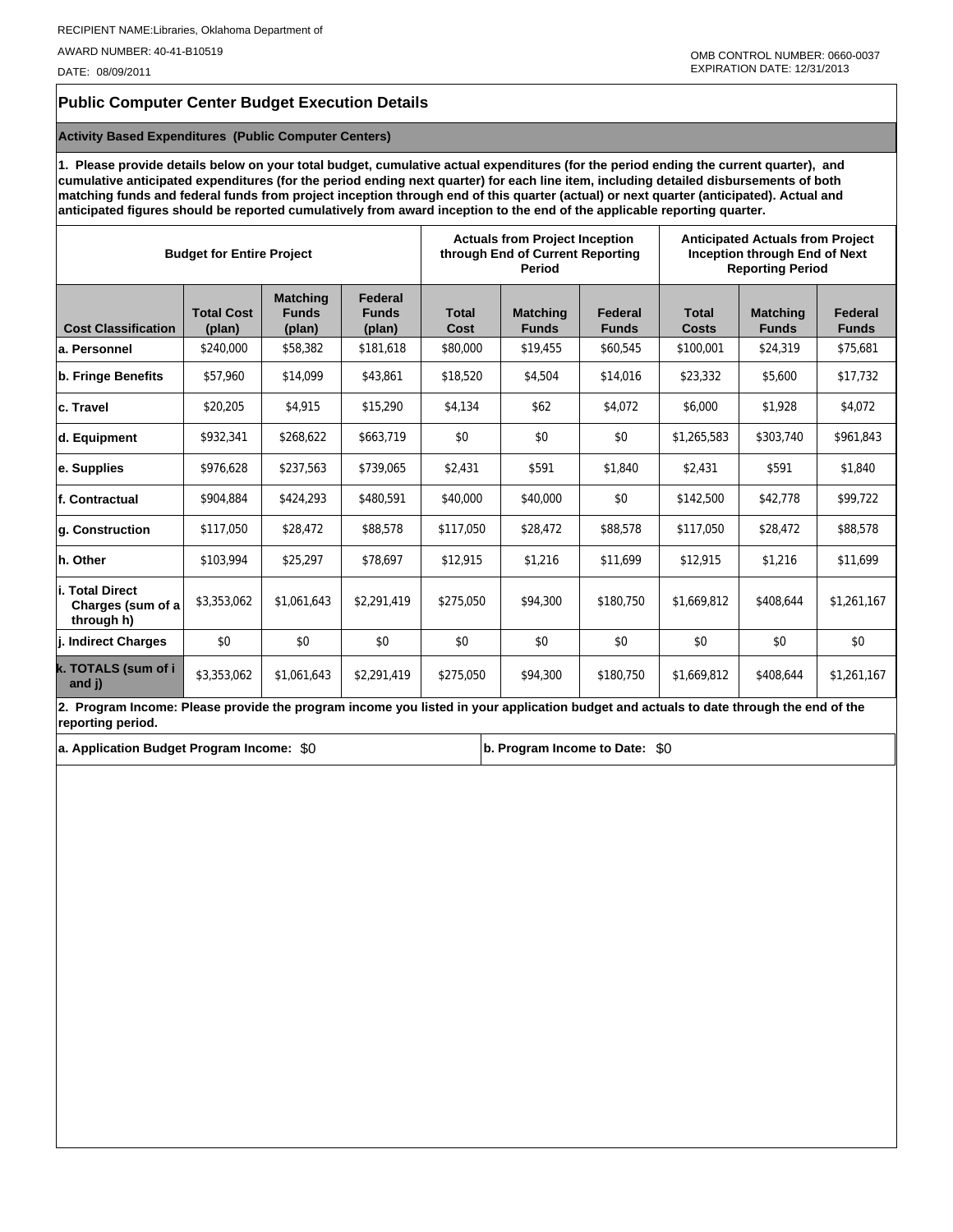RECIPIENT NAME:Libraries, Oklahoma Department of

AWARD NUMBER: 40-41-B10519

DATE: 08/09/2011

OMB CONTROL NUMBER: 0660-0037
EXPIRATION DATE: 12/31/2013

## Public Computer Center Budget Execution Details

**Activity Based Expenditures (Public Computer Centers)**

**1. Please provide details below on your total budget, cumulative actual expenditures (for the period ending the current quarter), and cumulative anticipated expenditures (for the period ending next quarter) for each line item, including detailed disbursements of both matching funds and federal funds from project inception through end of this quarter (actual) or next quarter (anticipated). Actual and anticipated figures should be reported cumulatively from award inception to the end of the applicable reporting quarter.**

| | Budget for Entire Project | | | Actuals from Project Inception through End of Current Reporting Period | | | Anticipated Actuals from Project Inception through End of Next Reporting Period | | |
|---|---|---|---|---|---|---|---|---|---|
| **Cost Classification** | **Total Cost (plan)** | **Matching Funds (plan)** | **Federal Funds (plan)** | **Total Cost** | **Matching Funds** | **Federal Funds** | **Total Costs** | **Matching Funds** | **Federal Funds** |
| a. Personnel | $240,000 | $58,382 | $181,618 | $80,000 | $19,455 | $60,545 | $100,001 | $24,319 | $75,681 |
| b. Fringe Benefits | $57,960 | $14,099 | $43,861 | $18,520 | $4,504 | $14,016 | $23,332 | $5,600 | $17,732 |
| c. Travel | $20,205 | $4,915 | $15,290 | $4,134 | $62 | $4,072 | $6,000 | $1,928 | $4,072 |
| d. Equipment | $932,341 | $268,622 | $663,719 | $0 | $0 | $0 | $1,265,583 | $303,740 | $961,843 |
| e. Supplies | $976,628 | $237,563 | $739,065 | $2,431 | $591 | $1,840 | $2,431 | $591 | $1,840 |
| f. Contractual | $904,884 | $424,293 | $480,591 | $40,000 | $40,000 | $0 | $142,500 | $42,778 | $99,722 |
| g. Construction | $117,050 | $28,472 | $88,578 | $117,050 | $28,472 | $88,578 | $117,050 | $28,472 | $88,578 |
| h. Other | $103,994 | $25,297 | $78,697 | $12,915 | $1,216 | $11,699 | $12,915 | $1,216 | $11,699 |
| i. Total Direct Charges (sum of a through h) | $3,353,062 | $1,061,643 | $2,291,419 | $275,050 | $94,300 | $180,750 | $1,669,812 | $408,644 | $1,261,167 |
| j. Indirect Charges | $0 | $0 | $0 | $0 | $0 | $0 | $0 | $0 | $0 |
| k. TOTALS (sum of i and j) | $3,353,062 | $1,061,643 | $2,291,419 | $275,050 | $94,300 | $180,750 | $1,669,812 | $408,644 | $1,261,167 |

**2. Program Income: Please provide the program income you listed in your application budget and actuals to date through the end of the reporting period.**

**a. Application Budget Program Income:** $0

**b. Program Income to Date:** $0